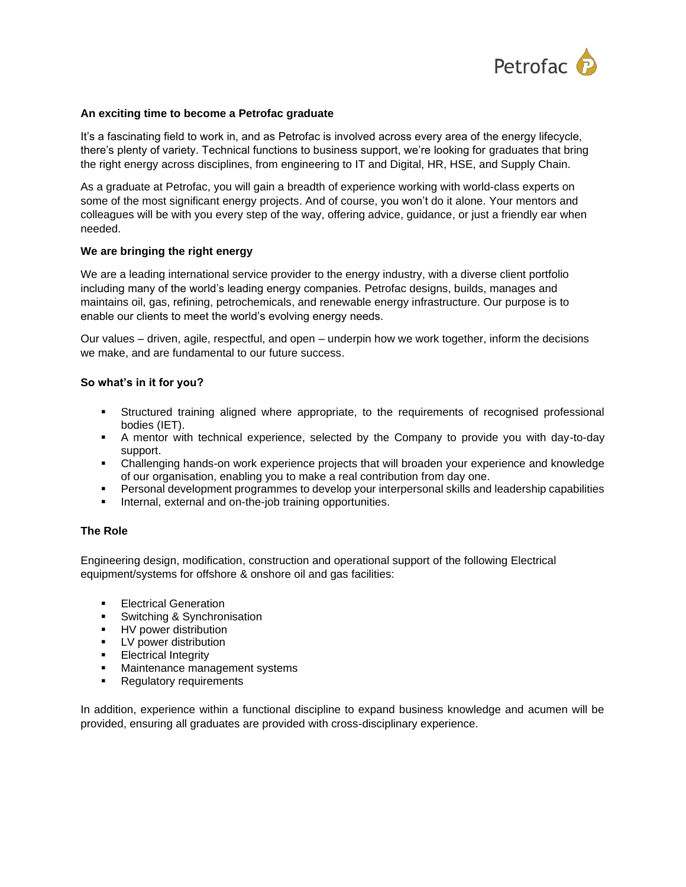## An exciting time to become a Petrofac graduate

It's a fascinating field to work in, and as Petrofac is involved across every area of the energy lifecycle, there's plenty of variety. Technical functions to business support, we're looking for graduates that bring the right energy across disciplines, from engineering to IT and Digital, HR, HSE, and Supply Chain.

As a graduate at Petrofac, you will gain a breadth of experience working with world-class experts on some of the most significant energy projects. And of course, you won't do it alone. Your mentors and colleagues will be with you every step of the way, offering advice, guidance, or just a friendly ear when needed.

## We are bringing the right energy

We are a leading international service provider to the energy industry, with a diverse client portfolio including many of the world's leading energy companies. Petrofac designs, builds, manages and maintains oil, gas, refining, petrochemicals, and renewable energy infrastructure. Our purpose is to enable our clients to meet the world's evolving energy needs.

Our values – driven, agile, respectful, and open – underpin how we work together, inform the decisions we make, and are fundamental to our future success.

## So what's in it for you?

- Structured training aligned where appropriate, to the requirements of recognised professional bodies (IET).
- A mentor with technical experience, selected by the Company to provide you with day-to-day support.
- Challenging hands-on work experience projects that will broaden your experience and knowledge of our organisation, enabling you to make a real contribution from day one.
- Personal development programmes to develop your interpersonal skills and leadership capabilities
- Internal, external and on-the-job training opportunities.

## The Role

Engineering design, modification, construction and operational support of the following Electrical equipment/systems for offshore & onshore oil and gas facilities:

- Electrical Generation
- Switching & Synchronisation
- HV power distribution
- LV power distribution
- Electrical Integrity
- Maintenance management systems
- Regulatory requirements

In addition, experience within a functional discipline to expand business knowledge and acumen will be provided, ensuring all graduates are provided with cross-disciplinary experience.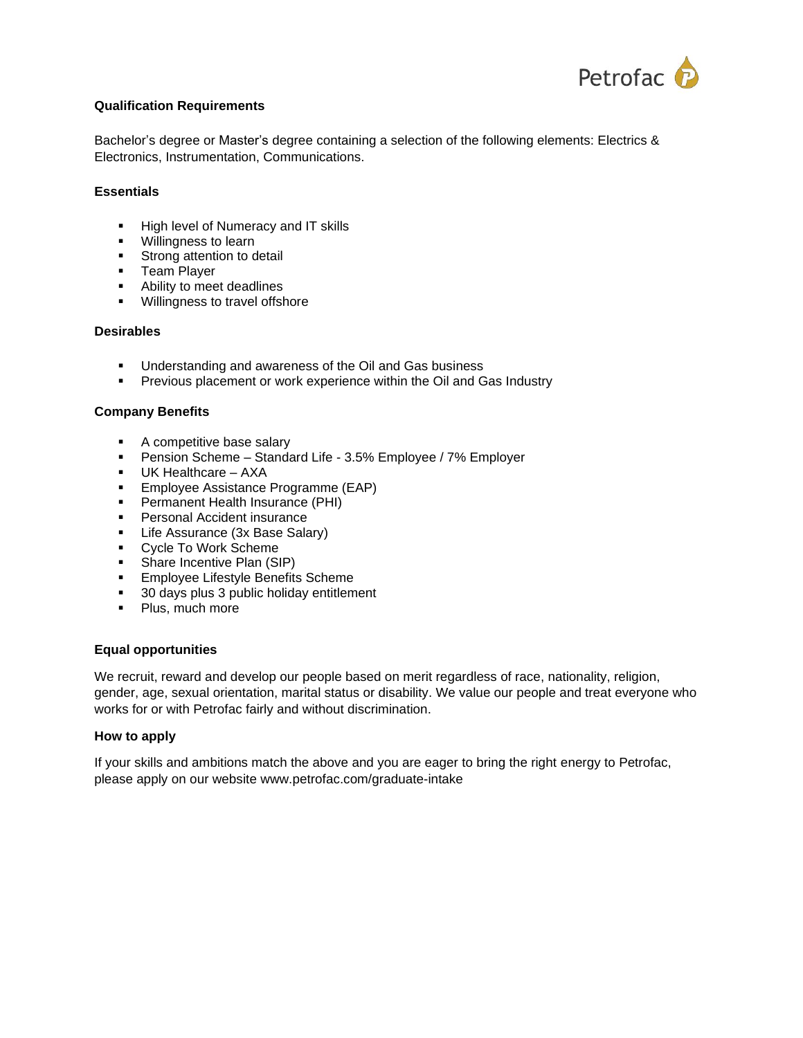**Qualification Requirements**

Bachelor's degree or Master's degree containing a selection of the following elements: Electrics & Electronics, Instrumentation, Communications.

**Essentials**

- High level of Numeracy and IT skills
- Willingness to learn
- Strong attention to detail
- Team Player
- Ability to meet deadlines
- Willingness to travel offshore

**Desirables**

- Understanding and awareness of the Oil and Gas business
- Previous placement or work experience within the Oil and Gas Industry

**Company Benefits**

- A competitive base salary
- Pension Scheme – Standard Life - 3.5% Employee / 7% Employer
- UK Healthcare – AXA
- Employee Assistance Programme (EAP)
- Permanent Health Insurance (PHI)
- Personal Accident insurance
- Life Assurance (3x Base Salary)
- Cycle To Work Scheme
- Share Incentive Plan (SIP)
- Employee Lifestyle Benefits Scheme
- 30 days plus 3 public holiday entitlement
- Plus, much more

**Equal opportunities**

We recruit, reward and develop our people based on merit regardless of race, nationality, religion, gender, age, sexual orientation, marital status or disability. We value our people and treat everyone who works for or with Petrofac fairly and without discrimination.

**How to apply**

If your skills and ambitions match the above and you are eager to bring the right energy to Petrofac, please apply on our website www.petrofac.com/graduate-intake